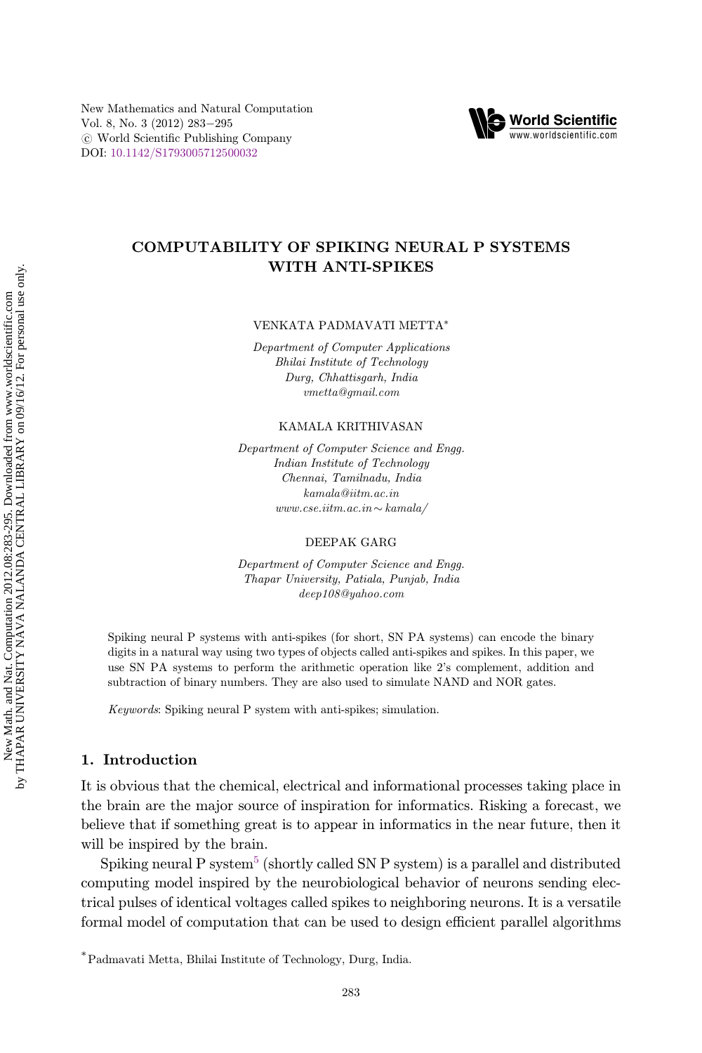# COMPUTABILITY OF SPIKING NEURAL P SYSTEMS WITH ANTI-SPIKES

VENKATA PADMAVATI METTA*

*Department of Computer Applications*
*Bhilai Institute of Technology*
*Durg, Chhattisgarh, India*
*vmetta@gmail.com*

KAMALA KRITHIVASAN

*Department of Computer Science and Engg.*
*Indian Institute of Technology*
*Chennai, Tamilnadu, India*
*kamala@iitm.ac.in*
*www.cse.iitm.ac.in∼kamala/*

DEEPAK GARG

*Department of Computer Science and Engg.*
*Thapar University, Patiala, Punjab, India*
*deep108@yahoo.com*

Spiking neural P systems with anti-spikes (for short, SN PA systems) can encode the binary digits in a natural way using two types of objects called anti-spikes and spikes. In this paper, we use SN PA systems to perform the arithmetic operation like 2's complement, addition and subtraction of binary numbers. They are also used to simulate NAND and NOR gates.

*Keywords*: Spiking neural P system with anti-spikes; simulation.

## 1. Introduction

It is obvious that the chemical, electrical and informational processes taking place in the brain are the major source of inspiration for informatics. Risking a forecast, we believe that if something great is to appear in informatics in the near future, then it will be inspired by the brain.

Spiking neural P system[5] (shortly called SN P system) is a parallel and distributed computing model inspired by the neurobiological behavior of neurons sending electrical pulses of identical voltages called spikes to neighboring neurons. It is a versatile formal model of computation that can be used to design efficient parallel algorithms

*Padmavati Metta, Bhilai Institute of Technology, Durg, India.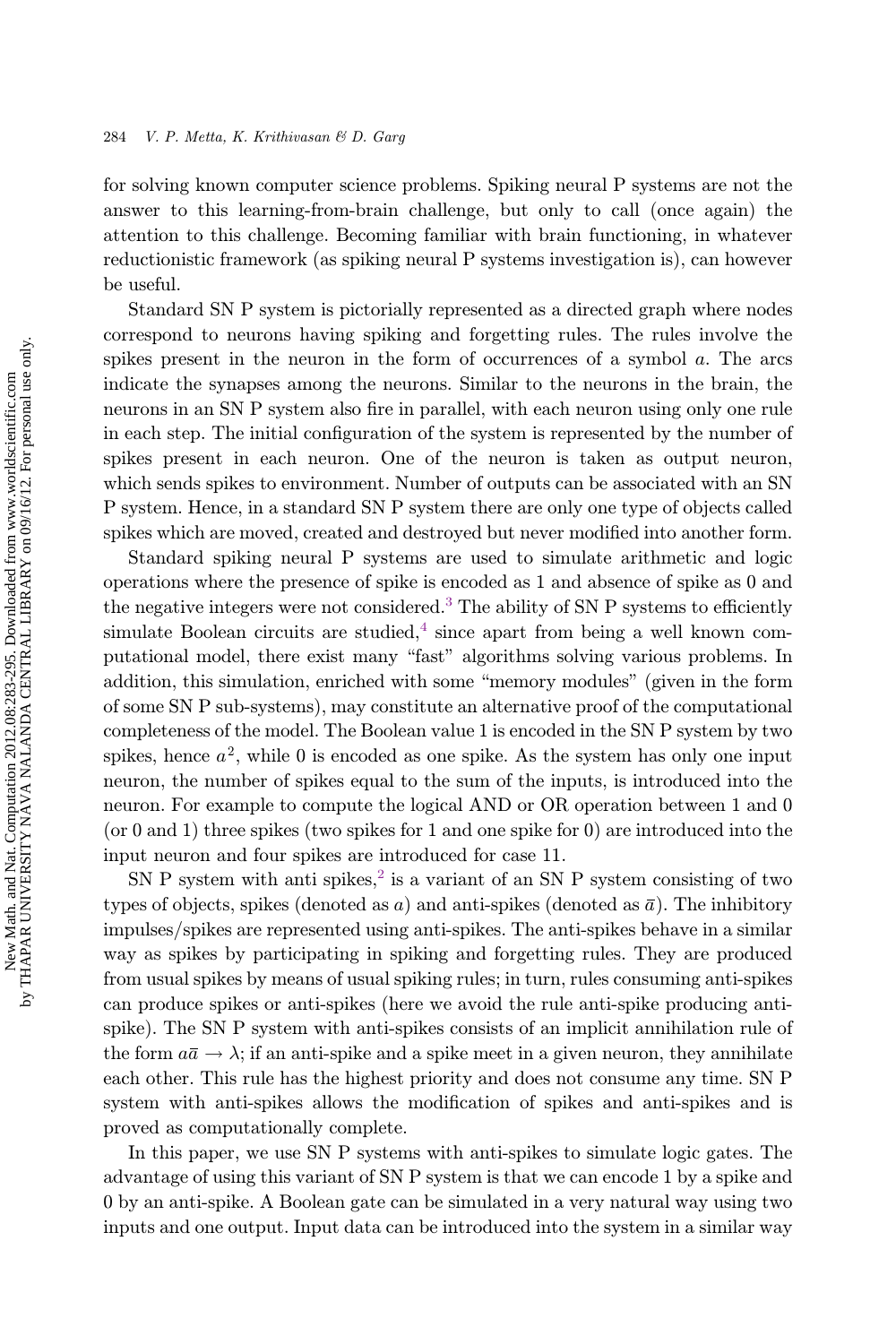for solving known computer science problems. Spiking neural P systems are not the answer to this learning-from-brain challenge, but only to call (once again) the attention to this challenge. Becoming familiar with brain functioning, in whatever reductionistic framework (as spiking neural P systems investigation is), can however be useful.

Standard SN P system is pictorially represented as a directed graph where nodes correspond to neurons having spiking and forgetting rules. The rules involve the spikes present in the neuron in the form of occurrences of a symbol $a$. The arcs indicate the synapses among the neurons. Similar to the neurons in the brain, the neurons in an SN P system also fire in parallel, with each neuron using only one rule in each step. The initial configuration of the system is represented by the number of spikes present in each neuron. One of the neuron is taken as output neuron, which sends spikes to environment. Number of outputs can be associated with an SN P system. Hence, in a standard SN P system there are only one type of objects called spikes which are moved, created and destroyed but never modified into another form.

Standard spiking neural P systems are used to simulate arithmetic and logic operations where the presence of spike is encoded as 1 and absence of spike as 0 and the negative integers were not considered.[3] The ability of SN P systems to efficiently simulate Boolean circuits are studied,[4] since apart from being a well known computational model, there exist many "fast" algorithms solving various problems. In addition, this simulation, enriched with some "memory modules" (given in the form of some SN P sub-systems), may constitute an alternative proof of the computational completeness of the model. The Boolean value 1 is encoded in the SN P system by two spikes, hence $a^2$, while 0 is encoded as one spike. As the system has only one input neuron, the number of spikes equal to the sum of the inputs, is introduced into the neuron. For example to compute the logical AND or OR operation between 1 and 0 (or 0 and 1) three spikes (two spikes for 1 and one spike for 0) are introduced into the input neuron and four spikes are introduced for case 11.

SN P system with anti spikes,[2] is a variant of an SN P system consisting of two types of objects, spikes (denoted as $a$) and anti-spikes (denoted as $\bar{a}$). The inhibitory impulses/spikes are represented using anti-spikes. The anti-spikes behave in a similar way as spikes by participating in spiking and forgetting rules. They are produced from usual spikes by means of usual spiking rules; in turn, rules consuming anti-spikes can produce spikes or anti-spikes (here we avoid the rule anti-spike producing anti-spike). The SN P system with anti-spikes consists of an implicit annihilation rule of the form $a\bar{a} \rightarrow \lambda$; if an anti-spike and a spike meet in a given neuron, they annihilate each other. This rule has the highest priority and does not consume any time. SN P system with anti-spikes allows the modification of spikes and anti-spikes and is proved as computationally complete.

In this paper, we use SN P systems with anti-spikes to simulate logic gates. The advantage of using this variant of SN P system is that we can encode 1 by a spike and 0 by an anti-spike. A Boolean gate can be simulated in a very natural way using two inputs and one output. Input data can be introduced into the system in a similar way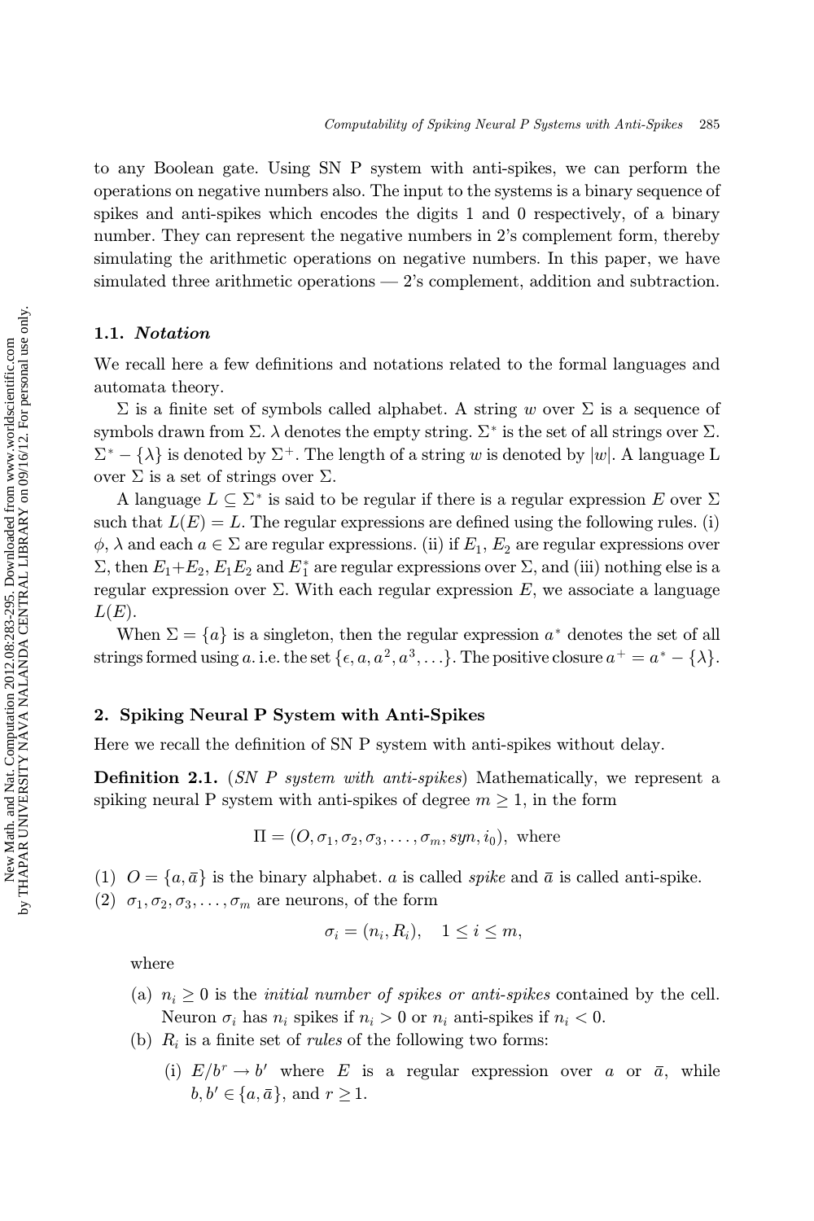to any Boolean gate. Using SN P system with anti-spikes, we can perform the operations on negative numbers also. The input to the systems is a binary sequence of spikes and anti-spikes which encodes the digits 1 and 0 respectively, of a binary number. They can represent the negative numbers in 2's complement form, thereby simulating the arithmetic operations on negative numbers. In this paper, we have simulated three arithmetic operations — 2's complement, addition and subtraction.

### 1.1. *Notation*

We recall here a few definitions and notations related to the formal languages and automata theory.

$\Sigma$ is a finite set of symbols called alphabet. A string $w$ over $\Sigma$ is a sequence of symbols drawn from $\Sigma$. $\lambda$ denotes the empty string. $\Sigma^*$ is the set of all strings over $\Sigma$. $\Sigma^* - \{\lambda\}$ is denoted by $\Sigma^+$. The length of a string $w$ is denoted by $|w|$. A language L over $\Sigma$ is a set of strings over $\Sigma$.

A language $L \subseteq \Sigma^*$ is said to be regular if there is a regular expression $E$ over $\Sigma$ such that $L(E) = L$. The regular expressions are defined using the following rules. (i) $\phi$, $\lambda$ and each $a \in \Sigma$ are regular expressions. (ii) if $E_1$, $E_2$ are regular expressions over $\Sigma$, then $E_1 + E_2$, $E_1E_2$ and $E_1^*$ are regular expressions over $\Sigma$, and (iii) nothing else is a regular expression over $\Sigma$. With each regular expression $E$, we associate a language $L(E)$.

When $\Sigma = \{a\}$ is a singleton, then the regular expression $a^*$ denotes the set of all strings formed using $a$. i.e. the set $\{\epsilon, a, a^2, a^3, \ldots\}$. The positive closure $a^+ = a^* - \{\lambda\}$.

## 2. Spiking Neural P System with Anti-Spikes

Here we recall the definition of SN P system with anti-spikes without delay.

**Definition 2.1.** (*SN P system with anti-spikes*) Mathematically, we represent a spiking neural P system with anti-spikes of degree $m \geq 1$, in the form

$$\Pi = (O, \sigma_1, \sigma_2, \sigma_3, \ldots, \sigma_m, syn, i_0), \text{ where}$$

(1) $O = \{a, \bar{a}\}$ is the binary alphabet. $a$ is called *spike* and $\bar{a}$ is called anti-spike.

(2) $\sigma_1, \sigma_2, \sigma_3, \ldots, \sigma_m$ are neurons, of the form

$$\sigma_i = (n_i, R_i), \quad 1 \leq i \leq m,$$

where

(a) $n_i \geq 0$ is the *initial number of spikes or anti-spikes* contained by the cell. Neuron $\sigma_i$ has $n_i$ spikes if $n_i > 0$ or $n_i$ anti-spikes if $n_i < 0$.

(b) $R_i$ is a finite set of *rules* of the following two forms:

(i) $E/b^r \rightarrow b'$ where $E$ is a regular expression over $a$ or $\bar{a}$, while $b, b' \in \{a, \bar{a}\}$, and $r \geq 1$.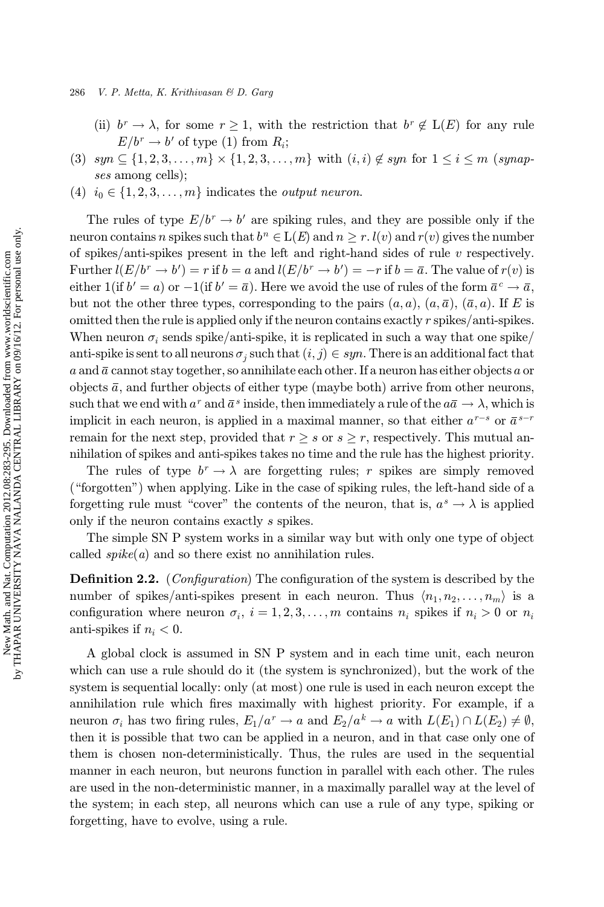(ii) $b^r \to \lambda$, for some $r \geq 1$, with the restriction that $b^r \notin \mathrm{L}(E)$ for any rule $E/b^r \to b'$ of type (1) from $R_i$;

(3) $syn \subseteq \{1, 2, 3, \ldots, m\} \times \{1, 2, 3, \ldots, m\}$ with $(i, i) \notin syn$ for $1 \leq i \leq m$ (*synapses* among cells);

(4) $i_0 \in \{1, 2, 3, \ldots, m\}$ indicates the *output neuron*.

The rules of type $E/b^r \to b'$ are spiking rules, and they are possible only if the neuron contains $n$ spikes such that $b^n \in \mathrm{L}(E)$ and $n \geq r$. $l(v)$ and $r(v)$ gives the number of spikes/anti-spikes present in the left and right-hand sides of rule $v$ respectively. Further $l(E/b^r \to b') = r$ if $b = a$ and $l(E/b^r \to b') = -r$ if $b = \bar{a}$. The value of $r(v)$ is either 1(if $b' = a$) or $-1$(if $b' = \bar{a}$). Here we avoid the use of rules of the form $\bar{a}^c \to \bar{a}$, but not the other three types, corresponding to the pairs $(a, a)$, $(a, \bar{a})$, $(\bar{a}, a)$. If $E$ is omitted then the rule is applied only if the neuron contains exactly $r$ spikes/anti-spikes. When neuron $\sigma_i$ sends spike/anti-spike, it is replicated in such a way that one spike/anti-spike is sent to all neurons $\sigma_j$ such that $(i, j) \in syn$. There is an additional fact that $a$ and $\bar{a}$ cannot stay together, so annihilate each other. If a neuron has either objects $a$ or objects $\bar{a}$, and further objects of either type (maybe both) arrive from other neurons, such that we end with $a^r$ and $\bar{a}^s$ inside, then immediately a rule of the $a\bar{a} \to \lambda$, which is implicit in each neuron, is applied in a maximal manner, so that either $a^{r-s}$ or $\bar{a}^{s-r}$ remain for the next step, provided that $r \geq s$ or $s \geq r$, respectively. This mutual annihilation of spikes and anti-spikes takes no time and the rule has the highest priority.

The rules of type $b^r \to \lambda$ are forgetting rules; $r$ spikes are simply removed ("forgotten") when applying. Like in the case of spiking rules, the left-hand side of a forgetting rule must "cover" the contents of the neuron, that is, $a^s \to \lambda$ is applied only if the neuron contains exactly $s$ spikes.

The simple SN P system works in a similar way but with only one type of object called *spike*($a$) and so there exist no annihilation rules.

**Definition 2.2.** (*Configuration*) The configuration of the system is described by the number of spikes/anti-spikes present in each neuron. Thus $\langle n_1, n_2, \ldots, n_m \rangle$ is a configuration where neuron $\sigma_i$, $i = 1, 2, 3, \ldots, m$ contains $n_i$ spikes if $n_i > 0$ or $n_i$ anti-spikes if $n_i < 0$.

A global clock is assumed in SN P system and in each time unit, each neuron which can use a rule should do it (the system is synchronized), but the work of the system is sequential locally: only (at most) one rule is used in each neuron except the annihilation rule which fires maximally with highest priority. For example, if a neuron $\sigma_i$ has two firing rules, $E_1/a^r \to a$ and $E_2/a^k \to a$ with $L(E_1) \cap L(E_2) \neq \emptyset$, then it is possible that two can be applied in a neuron, and in that case only one of them is chosen non-deterministically. Thus, the rules are used in the sequential manner in each neuron, but neurons function in parallel with each other. The rules are used in the non-deterministic manner, in a maximally parallel way at the level of the system; in each step, all neurons which can use a rule of any type, spiking or forgetting, have to evolve, using a rule.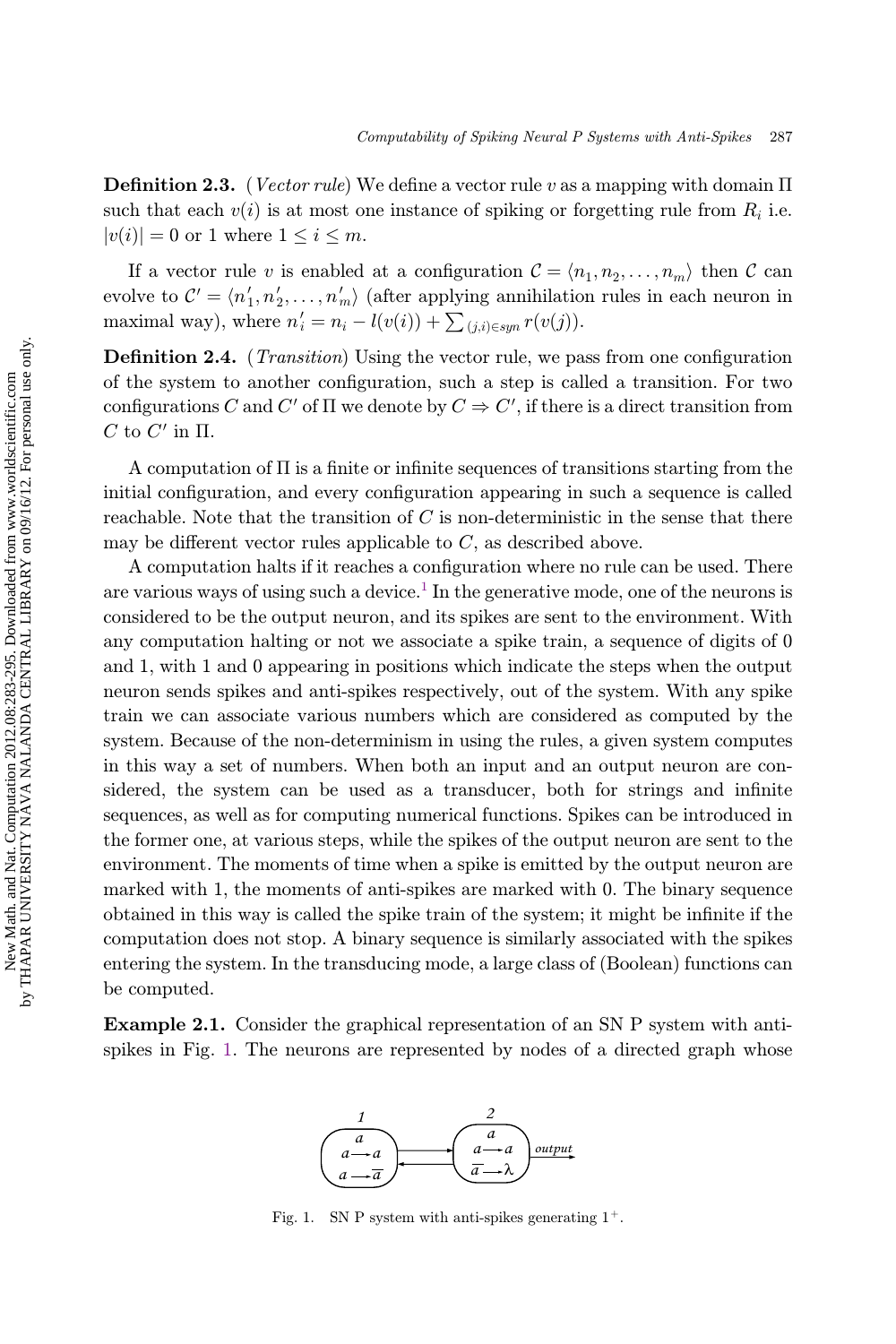**Definition 2.3.** (*Vector rule*) We define a vector rule $v$ as a mapping with domain $\Pi$ such that each $v(i)$ is at most one instance of spiking or forgetting rule from $R_i$ i.e. $|v(i)| = 0$ or $1$ where $1 \leq i \leq m$.

If a vector rule $v$ is enabled at a configuration $\mathcal{C} = \langle n_1, n_2, \ldots, n_m \rangle$ then $\mathcal{C}$ can evolve to $\mathcal{C}' = \langle n'_1, n'_2, \ldots, n'_m \rangle$ (after applying annihilation rules in each neuron in maximal way), where $n'_i = n_i - l(v(i)) + \sum_{(j,i) \in syn} r(v(j))$.

**Definition 2.4.** (*Transition*) Using the vector rule, we pass from one configuration of the system to another configuration, such a step is called a transition. For two configurations $C$ and $C'$ of $\Pi$ we denote by $C \Rightarrow C'$, if there is a direct transition from $C$ to $C'$ in $\Pi$.

A computation of $\Pi$ is a finite or infinite sequences of transitions starting from the initial configuration, and every configuration appearing in such a sequence is called reachable. Note that the transition of $C$ is non-deterministic in the sense that there may be different vector rules applicable to $C$, as described above.

A computation halts if it reaches a configuration where no rule can be used. There are various ways of using such a device.[1] In the generative mode, one of the neurons is considered to be the output neuron, and its spikes are sent to the environment. With any computation halting or not we associate a spike train, a sequence of digits of 0 and 1, with 1 and 0 appearing in positions which indicate the steps when the output neuron sends spikes and anti-spikes respectively, out of the system. With any spike train we can associate various numbers which are considered as computed by the system. Because of the non-determinism in using the rules, a given system computes in this way a set of numbers. When both an input and an output neuron are considered, the system can be used as a transducer, both for strings and infinite sequences, as well as for computing numerical functions. Spikes can be introduced in the former one, at various steps, while the spikes of the output neuron are sent to the environment. The moments of time when a spike is emitted by the output neuron are marked with 1, the moments of anti-spikes are marked with 0. The binary sequence obtained in this way is called the spike train of the system; it might be infinite if the computation does not stop. A binary sequence is similarly associated with the spikes entering the system. In the transducing mode, a large class of (Boolean) functions can be computed.

**Example 2.1.** Consider the graphical representation of an SN P system with anti-spikes in Fig. 1. The neurons are represented by nodes of a directed graph whose

Fig. 1. SN P system with anti-spikes generating $1^+$.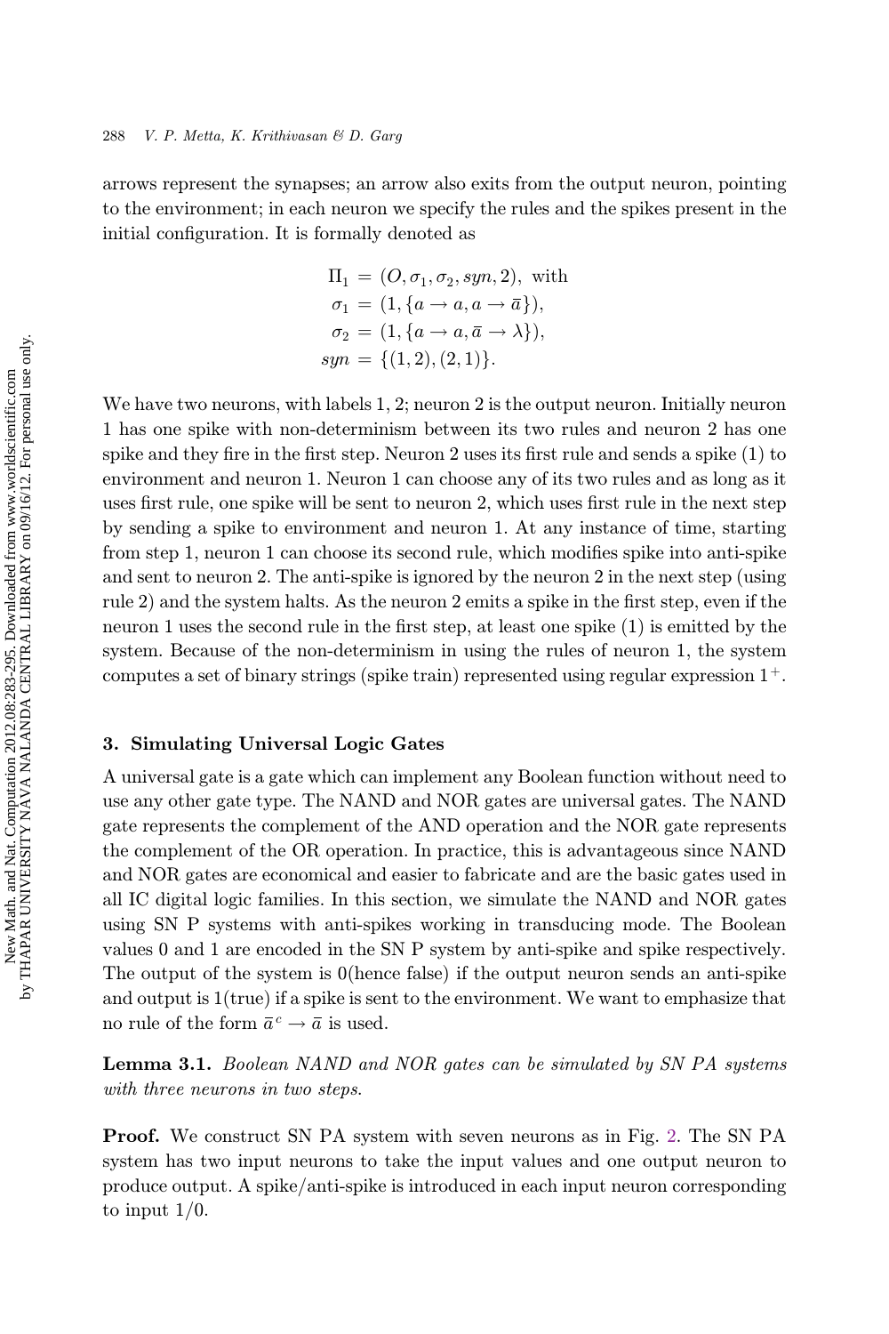arrows represent the synapses; an arrow also exits from the output neuron, pointing to the environment; in each neuron we specify the rules and the spikes present in the initial configuration. It is formally denoted as

$$
\begin{aligned}
\Pi_1 &= (O, \sigma_1, \sigma_2, syn, 2), \text{ with} \\
\sigma_1 &= (1, \{a \to a, a \to \bar{a}\}), \\
\sigma_2 &= (1, \{a \to a, \bar{a} \to \lambda\}), \\
syn &= \{(1, 2), (2, 1)\}.
\end{aligned}
$$

We have two neurons, with labels 1, 2; neuron 2 is the output neuron. Initially neuron 1 has one spike with non-determinism between its two rules and neuron 2 has one spike and they fire in the first step. Neuron 2 uses its first rule and sends a spike (1) to environment and neuron 1. Neuron 1 can choose any of its two rules and as long as it uses first rule, one spike will be sent to neuron 2, which uses first rule in the next step by sending a spike to environment and neuron 1. At any instance of time, starting from step 1, neuron 1 can choose its second rule, which modifies spike into anti-spike and sent to neuron 2. The anti-spike is ignored by the neuron 2 in the next step (using rule 2) and the system halts. As the neuron 2 emits a spike in the first step, even if the neuron 1 uses the second rule in the first step, at least one spike (1) is emitted by the system. Because of the non-determinism in using the rules of neuron 1, the system computes a set of binary strings (spike train) represented using regular expression $1^+$.

## 3. Simulating Universal Logic Gates

A universal gate is a gate which can implement any Boolean function without need to use any other gate type. The NAND and NOR gates are universal gates. The NAND gate represents the complement of the AND operation and the NOR gate represents the complement of the OR operation. In practice, this is advantageous since NAND and NOR gates are economical and easier to fabricate and are the basic gates used in all IC digital logic families. In this section, we simulate the NAND and NOR gates using SN P systems with anti-spikes working in transducing mode. The Boolean values 0 and 1 are encoded in the SN P system by anti-spike and spike respectively. The output of the system is 0(hence false) if the output neuron sends an anti-spike and output is 1(true) if a spike is sent to the environment. We want to emphasize that no rule of the form $\bar{a}^c \to \bar{a}$ is used.

**Lemma 3.1.** *Boolean NAND and NOR gates can be simulated by SN PA systems with three neurons in two steps.*

**Proof.** We construct SN PA system with seven neurons as in Fig. 2. The SN PA system has two input neurons to take the input values and one output neuron to produce output. A spike/anti-spike is introduced in each input neuron corresponding to input 1/0.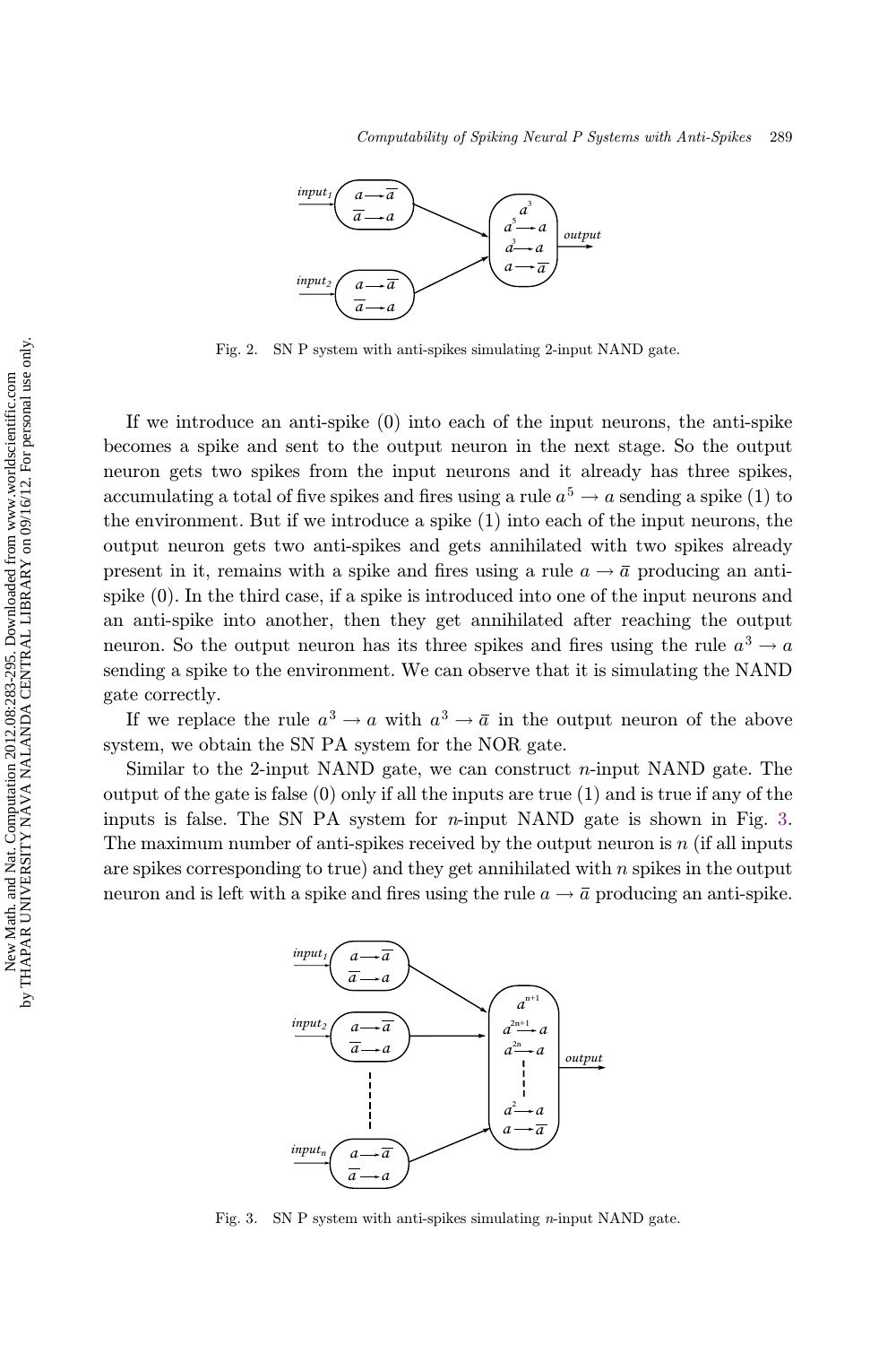Fig. 2. SN P system with anti-spikes simulating 2-input NAND gate.

If we introduce an anti-spike (0) into each of the input neurons, the anti-spike becomes a spike and sent to the output neuron in the next stage. So the output neuron gets two spikes from the input neurons and it already has three spikes, accumulating a total of five spikes and fires using a rule $a^5 \rightarrow a$ sending a spike (1) to the environment. But if we introduce a spike (1) into each of the input neurons, the output neuron gets two anti-spikes and gets annihilated with two spikes already present in it, remains with a spike and fires using a rule $a \rightarrow \bar{a}$ producing an anti-spike (0). In the third case, if a spike is introduced into one of the input neurons and an anti-spike into another, then they get annihilated after reaching the output neuron. So the output neuron has its three spikes and fires using the rule $a^3 \rightarrow a$ sending a spike to the environment. We can observe that it is simulating the NAND gate correctly.

If we replace the rule $a^3 \rightarrow a$ with $a^3 \rightarrow \bar{a}$ in the output neuron of the above system, we obtain the SN PA system for the NOR gate.

Similar to the 2-input NAND gate, we can construct $n$-input NAND gate. The output of the gate is false (0) only if all the inputs are true (1) and is true if any of the inputs is false. The SN PA system for $n$-input NAND gate is shown in Fig. 3. The maximum number of anti-spikes received by the output neuron is $n$ (if all inputs are spikes corresponding to true) and they get annihilated with $n$ spikes in the output neuron and is left with a spike and fires using the rule $a \rightarrow \bar{a}$ producing an anti-spike.

Fig. 3. SN P system with anti-spikes simulating $n$-input NAND gate.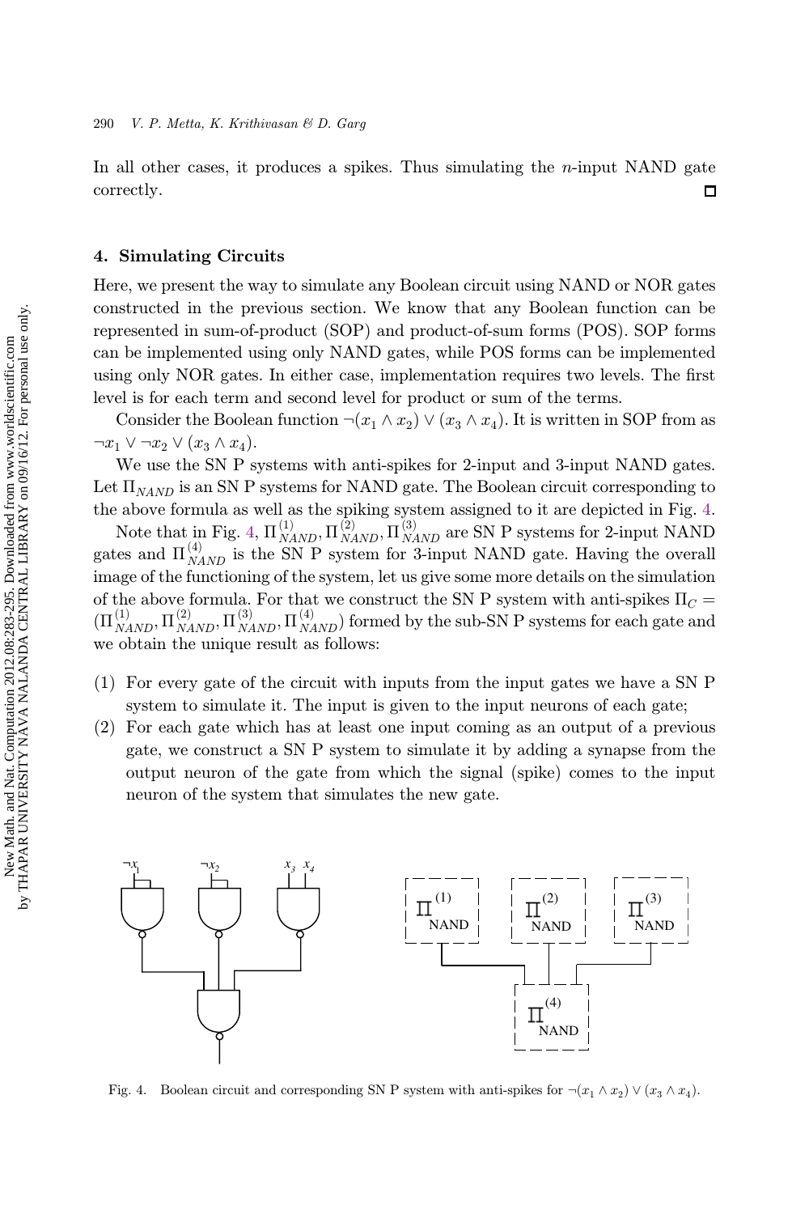In all other cases, it produces a spikes. Thus simulating the $n$-input NAND gate correctly. □

## 4. Simulating Circuits

Here, we present the way to simulate any Boolean circuit using NAND or NOR gates constructed in the previous section. We know that any Boolean function can be represented in sum-of-product (SOP) and product-of-sum forms (POS). SOP forms can be implemented using only NAND gates, while POS forms can be implemented using only NOR gates. In either case, implementation requires two levels. The first level is for each term and second level for product or sum of the terms.

Consider the Boolean function $\neg(x_1 \wedge x_2) \vee (x_3 \wedge x_4)$. It is written in SOP from as $\neg x_1 \vee \neg x_2 \vee (x_3 \wedge x_4)$.

We use the SN P systems with anti-spikes for 2-input and 3-input NAND gates. Let $\Pi_{NAND}$ is an SN P systems for NAND gate. The Boolean circuit corresponding to the above formula as well as the spiking system assigned to it are depicted in Fig. 4.

Note that in Fig. 4, $\Pi^{(1)}_{NAND}, \Pi^{(2)}_{NAND}, \Pi^{(3)}_{NAND}$ are SN P systems for 2-input NAND gates and $\Pi^{(4)}_{NAND}$ is the SN P system for 3-input NAND gate. Having the overall image of the functioning of the system, let us give some more details on the simulation of the above formula. For that we construct the SN P system with anti-spikes $\Pi_C = (\Pi^{(1)}_{NAND}, \Pi^{(2)}_{NAND}, \Pi^{(3)}_{NAND}, \Pi^{(4)}_{NAND})$ formed by the sub-SN P systems for each gate and we obtain the unique result as follows:

(1) For every gate of the circuit with inputs from the input gates we have a SN P system to simulate it. The input is given to the input neurons of each gate;

(2) For each gate which has at least one input coming as an output of a previous gate, we construct a SN P system to simulate it by adding a synapse from the output neuron of the gate from which the signal (spike) comes to the input neuron of the system that simulates the new gate.

Fig. 4. Boolean circuit and corresponding SN P system with anti-spikes for $\neg(x_1 \wedge x_2) \vee (x_3 \wedge x_4)$.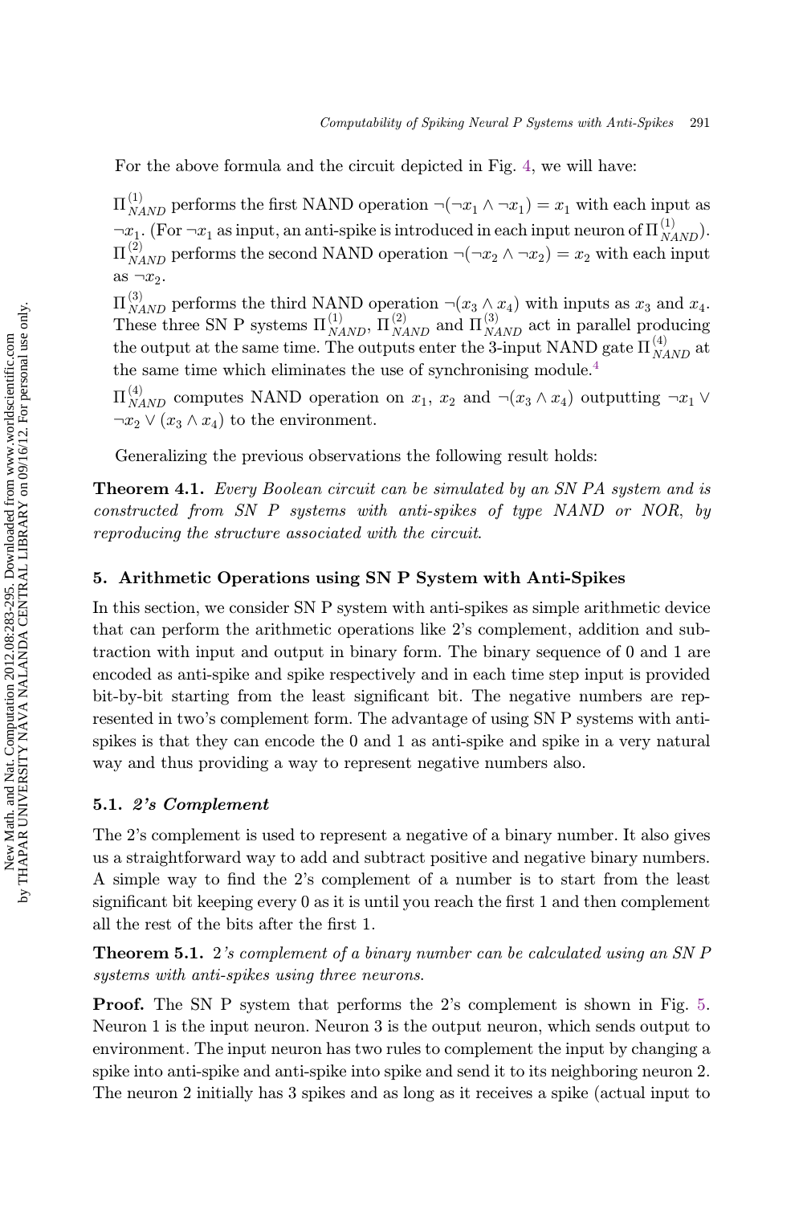For the above formula and the circuit depicted in Fig. 4, we will have:

$\Pi^{(1)}_{NAND}$ performs the first NAND operation $\neg(\neg x_1 \wedge \neg x_1) = x_1$ with each input as $\neg x_1$. (For $\neg x_1$ as input, an anti-spike is introduced in each input neuron of $\Pi^{(1)}_{NAND}$).
$\Pi^{(2)}_{NAND}$ performs the second NAND operation $\neg(\neg x_2 \wedge \neg x_2) = x_2$ with each input as $\neg x_2$.

$\Pi^{(3)}_{NAND}$ performs the third NAND operation $\neg(x_3 \wedge x_4)$ with inputs as $x_3$ and $x_4$. These three SN P systems $\Pi^{(1)}_{NAND}$, $\Pi^{(2)}_{NAND}$ and $\Pi^{(3)}_{NAND}$ act in parallel producing the output at the same time. The outputs enter the 3-input NAND gate $\Pi^{(4)}_{NAND}$ at the same time which eliminates the use of synchronising module.[4]

$\Pi^{(4)}_{NAND}$ computes NAND operation on $x_1$, $x_2$ and $\neg(x_3 \wedge x_4)$ outputting $\neg x_1 \vee \neg x_2 \vee (x_3 \wedge x_4)$ to the environment.

Generalizing the previous observations the following result holds:

**Theorem 4.1.** *Every Boolean circuit can be simulated by an SN PA system and is constructed from SN P systems with anti-spikes of type NAND or NOR, by reproducing the structure associated with the circuit.*

## 5. Arithmetic Operations using SN P System with Anti-Spikes

In this section, we consider SN P system with anti-spikes as simple arithmetic device that can perform the arithmetic operations like 2's complement, addition and subtraction with input and output in binary form. The binary sequence of 0 and 1 are encoded as anti-spike and spike respectively and in each time step input is provided bit-by-bit starting from the least significant bit. The negative numbers are represented in two's complement form. The advantage of using SN P systems with anti-spikes is that they can encode the 0 and 1 as anti-spike and spike in a very natural way and thus providing a way to represent negative numbers also.

### 5.1. *2's Complement*

The 2's complement is used to represent a negative of a binary number. It also gives us a straightforward way to add and subtract positive and negative binary numbers. A simple way to find the 2's complement of a number is to start from the least significant bit keeping every 0 as it is until you reach the first 1 and then complement all the rest of the bits after the first 1.

**Theorem 5.1.** 2*'s complement of a binary number can be calculated using an SN P systems with anti-spikes using three neurons.*

**Proof.** The SN P system that performs the 2's complement is shown in Fig. 5. Neuron 1 is the input neuron. Neuron 3 is the output neuron, which sends output to environment. The input neuron has two rules to complement the input by changing a spike into anti-spike and anti-spike into spike and send it to its neighboring neuron 2. The neuron 2 initially has 3 spikes and as long as it receives a spike (actual input to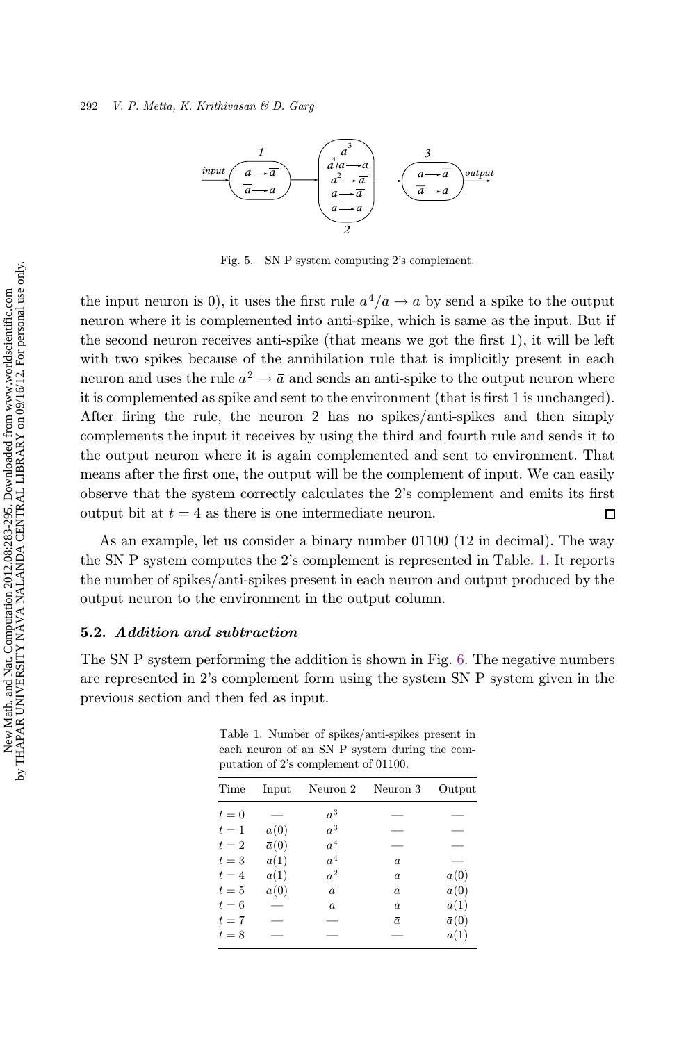Fig. 5. SN P system computing 2's complement.

the input neuron is 0), it uses the first rule $a^4/a \to a$ by send a spike to the output neuron where it is complemented into anti-spike, which is same as the input. But if the second neuron receives anti-spike (that means we got the first 1), it will be left with two spikes because of the annihilation rule that is implicitly present in each neuron and uses the rule $a^2 \to \bar{a}$ and sends an anti-spike to the output neuron where it is complemented as spike and sent to the environment (that is first 1 is unchanged). After firing the rule, the neuron 2 has no spikes/anti-spikes and then simply complements the input it receives by using the third and fourth rule and sends it to the output neuron where it is again complemented and sent to environment. That means after the first one, the output will be the complement of input. We can easily observe that the system correctly calculates the 2's complement and emits its first output bit at $t = 4$ as there is one intermediate neuron. □

As an example, let us consider a binary number 01100 (12 in decimal). The way the SN P system computes the 2's complement is represented in Table. 1. It reports the number of spikes/anti-spikes present in each neuron and output produced by the output neuron to the environment in the output column.

### 5.2. *Addition and subtraction*

The SN P system performing the addition is shown in Fig. 6. The negative numbers are represented in 2's complement form using the system SN P system given in the previous section and then fed as input.

Table 1. Number of spikes/anti-spikes present in each neuron of an SN P system during the computation of 2's complement of 01100.

| Time | Input | Neuron 2 | Neuron 3 | Output |
|---|---|---|---|---|
| $t = 0$ | — | $a^3$ | — | — |
| $t = 1$ | $\bar{a}(0)$ | $a^3$ | — | — |
| $t = 2$ | $\bar{a}(0)$ | $a^4$ | — | — |
| $t = 3$ | $a(1)$ | $a^4$ | $a$ | — |
| $t = 4$ | $a(1)$ | $a^2$ | $a$ | $\bar{a}(0)$ |
| $t = 5$ | $\bar{a}(0)$ | $\bar{a}$ | $\bar{a}$ | $\bar{a}(0)$ |
| $t = 6$ | — | $a$ | $a$ | $a(1)$ |
| $t = 7$ | — | — | $\bar{a}$ | $\bar{a}(0)$ |
| $t = 8$ | — | — | — | $a(1)$ |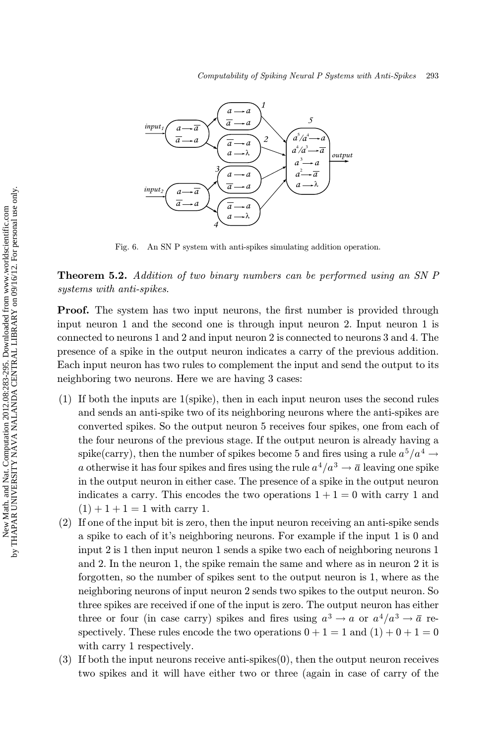Fig. 6. An SN P system with anti-spikes simulating addition operation.

**Theorem 5.2.** *Addition of two binary numbers can be performed using an SN P systems with anti-spikes.*

**Proof.** The system has two input neurons, the first number is provided through input neuron 1 and the second one is through input neuron 2. Input neuron 1 is connected to neurons 1 and 2 and input neuron 2 is connected to neurons 3 and 4. The presence of a spike in the output neuron indicates a carry of the previous addition. Each input neuron has two rules to complement the input and send the output to its neighboring two neurons. Here we are having 3 cases:

(1) If both the inputs are 1(spike), then in each input neuron uses the second rules and sends an anti-spike two of its neighboring neurons where the anti-spikes are converted spikes. So the output neuron 5 receives four spikes, one from each of the four neurons of the previous stage. If the output neuron is already having a spike(carry), then the number of spikes become 5 and fires using a rule $a^5/a^4 \rightarrow a$ otherwise it has four spikes and fires using the rule $a^4/a^3 \rightarrow \bar{a}$ leaving one spike in the output neuron in either case. The presence of a spike in the output neuron indicates a carry. This encodes the two operations $1 + 1 = 0$ with carry 1 and $(1) + 1 + 1 = 1$ with carry 1.

(2) If one of the input bit is zero, then the input neuron receiving an anti-spike sends a spike to each of it's neighboring neurons. For example if the input 1 is 0 and input 2 is 1 then input neuron 1 sends a spike two each of neighboring neurons 1 and 2. In the neuron 1, the spike remain the same and where as in neuron 2 it is forgotten, so the number of spikes sent to the output neuron is 1, where as the neighboring neurons of input neuron 2 sends two spikes to the output neuron. So three spikes are received if one of the input is zero. The output neuron has either three or four (in case carry) spikes and fires using $a^3 \rightarrow a$ or $a^4/a^3 \rightarrow \bar{a}$ respectively. These rules encode the two operations $0 + 1 = 1$ and $(1) + 0 + 1 = 0$ with carry 1 respectively.

(3) If both the input neurons receive anti-spikes(0), then the output neuron receives two spikes and it will have either two or three (again in case of carry of the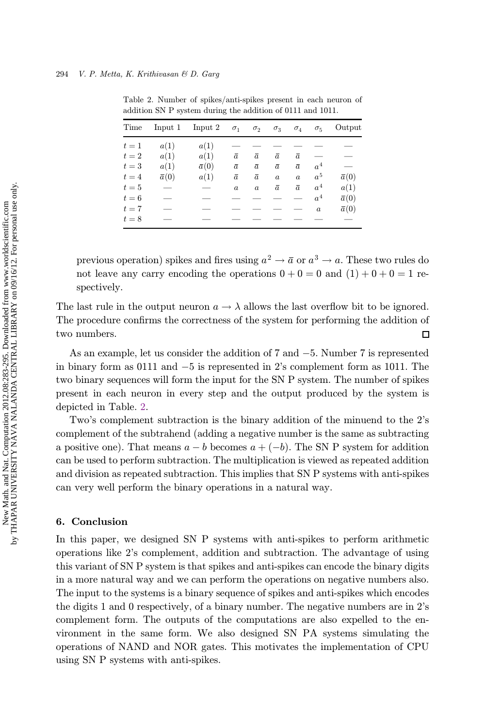Table 2. Number of spikes/anti-spikes present in each neuron of addition SN P system during the addition of 0111 and 1011.

| Time | Input 1 | Input 2 | $\sigma_1$ | $\sigma_2$ | $\sigma_3$ | $\sigma_4$ | $\sigma_5$ | Output |
|---|---|---|---|---|---|---|---|---|
| $t = 1$ | $a(1)$ | $a(1)$ | — | — | — | — | — | — |
| $t = 2$ | $a(1)$ | $a(1)$ | $\bar{a}$ | $\bar{a}$ | $\bar{a}$ | $\bar{a}$ | — | — |
| $t = 3$ | $a(1)$ | $\bar{a}(0)$ | $\bar{a}$ | $\bar{a}$ | $\bar{a}$ | $\bar{a}$ | $a^4$ | — |
| $t = 4$ | $\bar{a}(0)$ | $a(1)$ | $\bar{a}$ | $\bar{a}$ | $a$ | $a$ | $a^5$ | $\bar{a}(0)$ |
| $t = 5$ | — | — | $a$ | $a$ | $\bar{a}$ | $\bar{a}$ | $a^4$ | $a(1)$ |
| $t = 6$ | — | — | — | — | — | — | $a^4$ | $\bar{a}(0)$ |
| $t = 7$ | — | — | — | — | — | — | $a$ | $\bar{a}(0)$ |
| $t = 8$ | — | — | — | — | — | — | — | — |

previous operation) spikes and fires using $a^2 \to \bar{a}$ or $a^3 \to a$. These two rules do not leave any carry encoding the operations $0 + 0 = 0$ and $(1) + 0 + 0 = 1$ respectively.

The last rule in the output neuron $a \to \lambda$ allows the last overflow bit to be ignored. The procedure confirms the correctness of the system for performing the addition of two numbers. □

As an example, let us consider the addition of 7 and $-5$. Number 7 is represented in binary form as 0111 and $-5$ is represented in 2's complement form as 1011. The two binary sequences will form the input for the SN P system. The number of spikes present in each neuron in every step and the output produced by the system is depicted in Table. 2.

Two's complement subtraction is the binary addition of the minuend to the 2's complement of the subtrahend (adding a negative number is the same as subtracting a positive one). That means $a - b$ becomes $a + (-b)$. The SN P system for addition can be used to perform subtraction. The multiplication is viewed as repeated addition and division as repeated subtraction. This implies that SN P systems with anti-spikes can very well perform the binary operations in a natural way.

## 6. Conclusion

In this paper, we designed SN P systems with anti-spikes to perform arithmetic operations like 2's complement, addition and subtraction. The advantage of using this variant of SN P system is that spikes and anti-spikes can encode the binary digits in a more natural way and we can perform the operations on negative numbers also. The input to the systems is a binary sequence of spikes and anti-spikes which encodes the digits 1 and 0 respectively, of a binary number. The negative numbers are in 2's complement form. The outputs of the computations are also expelled to the environment in the same form. We also designed SN PA systems simulating the operations of NAND and NOR gates. This motivates the implementation of CPU using SN P systems with anti-spikes.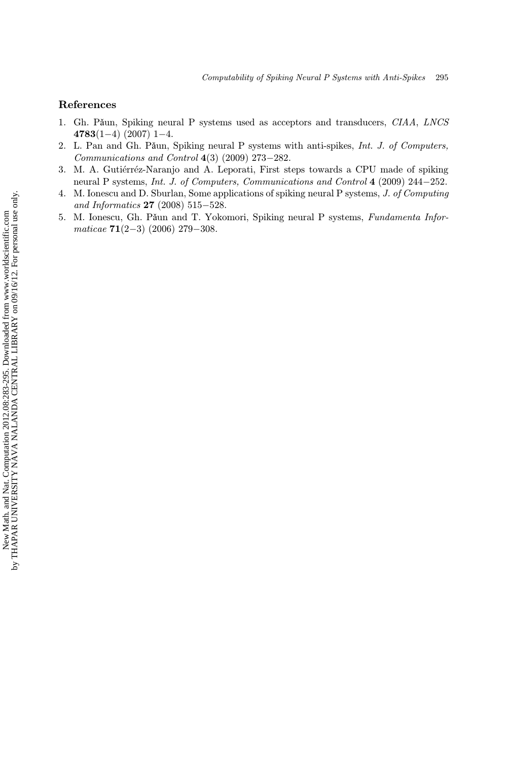## References

1. Gh. Păun, Spiking neural P systems used as acceptors and transducers, *CIAA*, *LNCS* **4783**(1−4) (2007) 1−4.
2. L. Pan and Gh. Păun, Spiking neural P systems with anti-spikes, *Int. J. of Computers, Communications and Control* **4**(3) (2009) 273−282.
3. M. A. Gutiérréz-Naranjo and A. Leporati, First steps towards a CPU made of spiking neural P systems, *Int. J. of Computers, Communications and Control* **4** (2009) 244−252.
4. M. Ionescu and D. Sburlan, Some applications of spiking neural P systems, *J. of Computing and Informatics* **27** (2008) 515−528.
5. M. Ionescu, Gh. Păun and T. Yokomori, Spiking neural P systems, *Fundamenta Informaticae* **71**(2−3) (2006) 279−308.